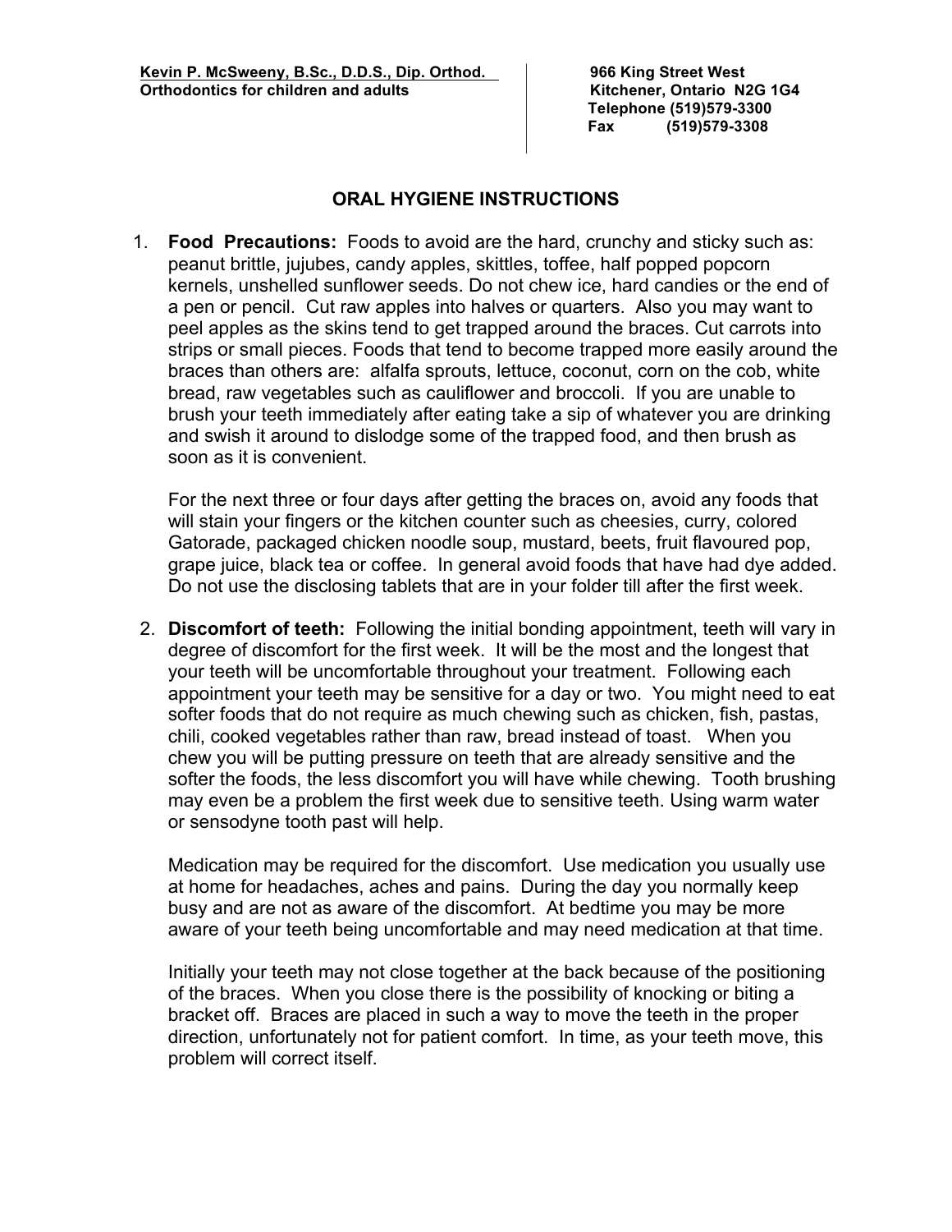**Kevin P. McSweeny, B.Sc., D.D.S., Dip. Orthod.**
**Orthodontics for children and adults**

**966 King Street West**
**Kitchener, Ontario N2G 1G4**
**Telephone (519)579-3300**
**Fax (519)579-3308**

# ORAL HYGIENE INSTRUCTIONS

1. **Food Precautions:** Foods to avoid are the hard, crunchy and sticky such as: peanut brittle, jujubes, candy apples, skittles, toffee, half popped popcorn kernels, unshelled sunflower seeds. Do not chew ice, hard candies or the end of a pen or pencil. Cut raw apples into halves or quarters. Also you may want to peel apples as the skins tend to get trapped around the braces. Cut carrots into strips or small pieces. Foods that tend to become trapped more easily around the braces than others are: alfalfa sprouts, lettuce, coconut, corn on the cob, white bread, raw vegetables such as cauliflower and broccoli. If you are unable to brush your teeth immediately after eating take a sip of whatever you are drinking and swish it around to dislodge some of the trapped food, and then brush as soon as it is convenient.

   For the next three or four days after getting the braces on, avoid any foods that will stain your fingers or the kitchen counter such as cheesies, curry, colored Gatorade, packaged chicken noodle soup, mustard, beets, fruit flavoured pop, grape juice, black tea or coffee. In general avoid foods that have had dye added. Do not use the disclosing tablets that are in your folder till after the first week.

2. **Discomfort of teeth:** Following the initial bonding appointment, teeth will vary in degree of discomfort for the first week. It will be the most and the longest that your teeth will be uncomfortable throughout your treatment. Following each appointment your teeth may be sensitive for a day or two. You might need to eat softer foods that do not require as much chewing such as chicken, fish, pastas, chili, cooked vegetables rather than raw, bread instead of toast. When you chew you will be putting pressure on teeth that are already sensitive and the softer the foods, the less discomfort you will have while chewing. Tooth brushing may even be a problem the first week due to sensitive teeth. Using warm water or sensodyne tooth past will help.

   Medication may be required for the discomfort. Use medication you usually use at home for headaches, aches and pains. During the day you normally keep busy and are not as aware of the discomfort. At bedtime you may be more aware of your teeth being uncomfortable and may need medication at that time.

   Initially your teeth may not close together at the back because of the positioning of the braces. When you close there is the possibility of knocking or biting a bracket off. Braces are placed in such a way to move the teeth in the proper direction, unfortunately not for patient comfort. In time, as your teeth move, this problem will correct itself.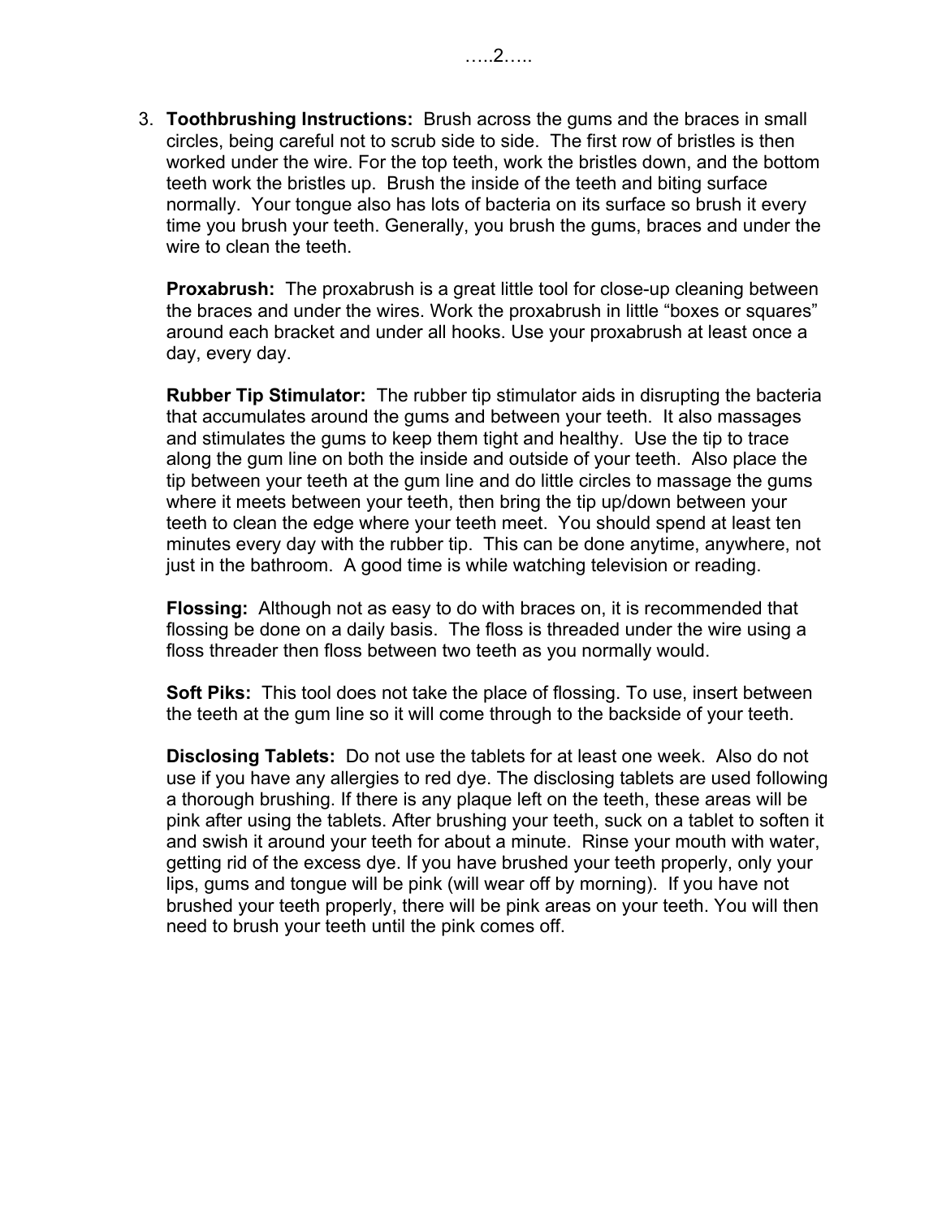3. **Toothbrushing Instructions:** Brush across the gums and the braces in small circles, being careful not to scrub side to side. The first row of bristles is then worked under the wire. For the top teeth, work the bristles down, and the bottom teeth work the bristles up. Brush the inside of the teeth and biting surface normally. Your tongue also has lots of bacteria on its surface so brush it every time you brush your teeth. Generally, you brush the gums, braces and under the wire to clean the teeth.

   **Proxabrush:** The proxabrush is a great little tool for close-up cleaning between the braces and under the wires. Work the proxabrush in little "boxes or squares" around each bracket and under all hooks. Use your proxabrush at least once a day, every day.

   **Rubber Tip Stimulator:** The rubber tip stimulator aids in disrupting the bacteria that accumulates around the gums and between your teeth. It also massages and stimulates the gums to keep them tight and healthy. Use the tip to trace along the gum line on both the inside and outside of your teeth. Also place the tip between your teeth at the gum line and do little circles to massage the gums where it meets between your teeth, then bring the tip up/down between your teeth to clean the edge where your teeth meet. You should spend at least ten minutes every day with the rubber tip. This can be done anytime, anywhere, not just in the bathroom. A good time is while watching television or reading.

   **Flossing:** Although not as easy to do with braces on, it is recommended that flossing be done on a daily basis. The floss is threaded under the wire using a floss threader then floss between two teeth as you normally would.

   **Soft Piks:** This tool does not take the place of flossing. To use, insert between the teeth at the gum line so it will come through to the backside of your teeth.

   **Disclosing Tablets:** Do not use the tablets for at least one week. Also do not use if you have any allergies to red dye. The disclosing tablets are used following a thorough brushing. If there is any plaque left on the teeth, these areas will be pink after using the tablets. After brushing your teeth, suck on a tablet to soften it and swish it around your teeth for about a minute. Rinse your mouth with water, getting rid of the excess dye. If you have brushed your teeth properly, only your lips, gums and tongue will be pink (will wear off by morning). If you have not brushed your teeth properly, there will be pink areas on your teeth. You will then need to brush your teeth until the pink comes off.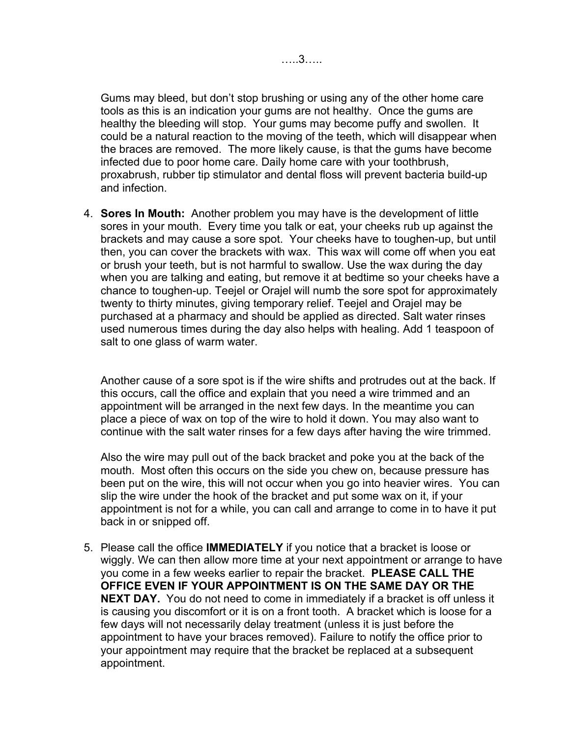Gums may bleed, but don't stop brushing or using any of the other home care tools as this is an indication your gums are not healthy. Once the gums are healthy the bleeding will stop. Your gums may become puffy and swollen. It could be a natural reaction to the moving of the teeth, which will disappear when the braces are removed. The more likely cause, is that the gums have become infected due to poor home care. Daily home care with your toothbrush, proxabrush, rubber tip stimulator and dental floss will prevent bacteria build-up and infection.

4. **Sores In Mouth:** Another problem you may have is the development of little sores in your mouth. Every time you talk or eat, your cheeks rub up against the brackets and may cause a sore spot. Your cheeks have to toughen-up, but until then, you can cover the brackets with wax. This wax will come off when you eat or brush your teeth, but is not harmful to swallow. Use the wax during the day when you are talking and eating, but remove it at bedtime so your cheeks have a chance to toughen-up. Teejel or Orajel will numb the sore spot for approximately twenty to thirty minutes, giving temporary relief. Teejel and Orajel may be purchased at a pharmacy and should be applied as directed. Salt water rinses used numerous times during the day also helps with healing. Add 1 teaspoon of salt to one glass of warm water.

   Another cause of a sore spot is if the wire shifts and protrudes out at the back. If this occurs, call the office and explain that you need a wire trimmed and an appointment will be arranged in the next few days. In the meantime you can place a piece of wax on top of the wire to hold it down. You may also want to continue with the salt water rinses for a few days after having the wire trimmed.

   Also the wire may pull out of the back bracket and poke you at the back of the mouth. Most often this occurs on the side you chew on, because pressure has been put on the wire, this will not occur when you go into heavier wires. You can slip the wire under the hook of the bracket and put some wax on it, if your appointment is not for a while, you can call and arrange to come in to have it put back in or snipped off.

5. Please call the office **IMMEDIATELY** if you notice that a bracket is loose or wiggly. We can then allow more time at your next appointment or arrange to have you come in a few weeks earlier to repair the bracket. **PLEASE CALL THE OFFICE EVEN IF YOUR APPOINTMENT IS ON THE SAME DAY OR THE NEXT DAY.** You do not need to come in immediately if a bracket is off unless it is causing you discomfort or it is on a front tooth. A bracket which is loose for a few days will not necessarily delay treatment (unless it is just before the appointment to have your braces removed). Failure to notify the office prior to your appointment may require that the bracket be replaced at a subsequent appointment.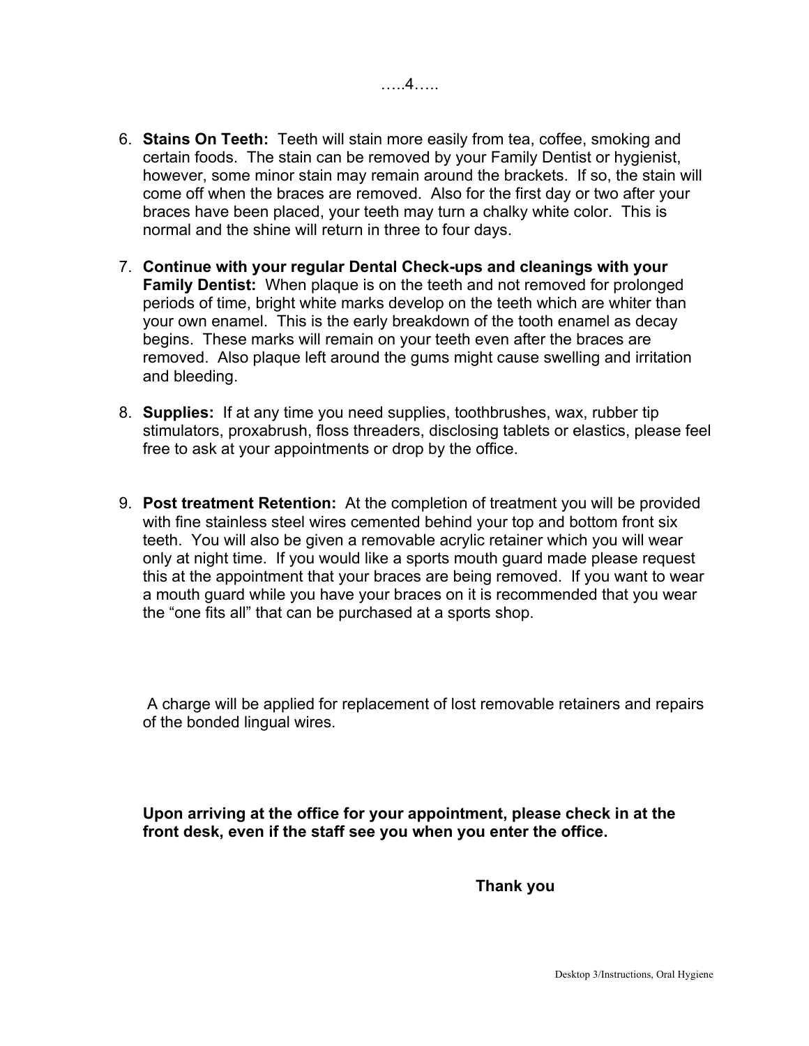6. **Stains On Teeth:** Teeth will stain more easily from tea, coffee, smoking and certain foods. The stain can be removed by your Family Dentist or hygienist, however, some minor stain may remain around the brackets. If so, the stain will come off when the braces are removed. Also for the first day or two after your braces have been placed, your teeth may turn a chalky white color. This is normal and the shine will return in three to four days.

7. **Continue with your regular Dental Check-ups and cleanings with your Family Dentist:** When plaque is on the teeth and not removed for prolonged periods of time, bright white marks develop on the teeth which are whiter than your own enamel. This is the early breakdown of the tooth enamel as decay begins. These marks will remain on your teeth even after the braces are removed. Also plaque left around the gums might cause swelling and irritation and bleeding.

8. **Supplies:** If at any time you need supplies, toothbrushes, wax, rubber tip stimulators, proxabrush, floss threaders, disclosing tablets or elastics, please feel free to ask at your appointments or drop by the office.

9. **Post treatment Retention:** At the completion of treatment you will be provided with fine stainless steel wires cemented behind your top and bottom front six teeth. You will also be given a removable acrylic retainer which you will wear only at night time. If you would like a sports mouth guard made please request this at the appointment that your braces are being removed. If you want to wear a mouth guard while you have your braces on it is recommended that you wear the "one fits all" that can be purchased at a sports shop.

A charge will be applied for replacement of lost removable retainers and repairs of the bonded lingual wires.

**Upon arriving at the office for your appointment, please check in at the front desk, even if the staff see you when you enter the office.**

**Thank you**

Desktop 3/Instructions, Oral Hygiene